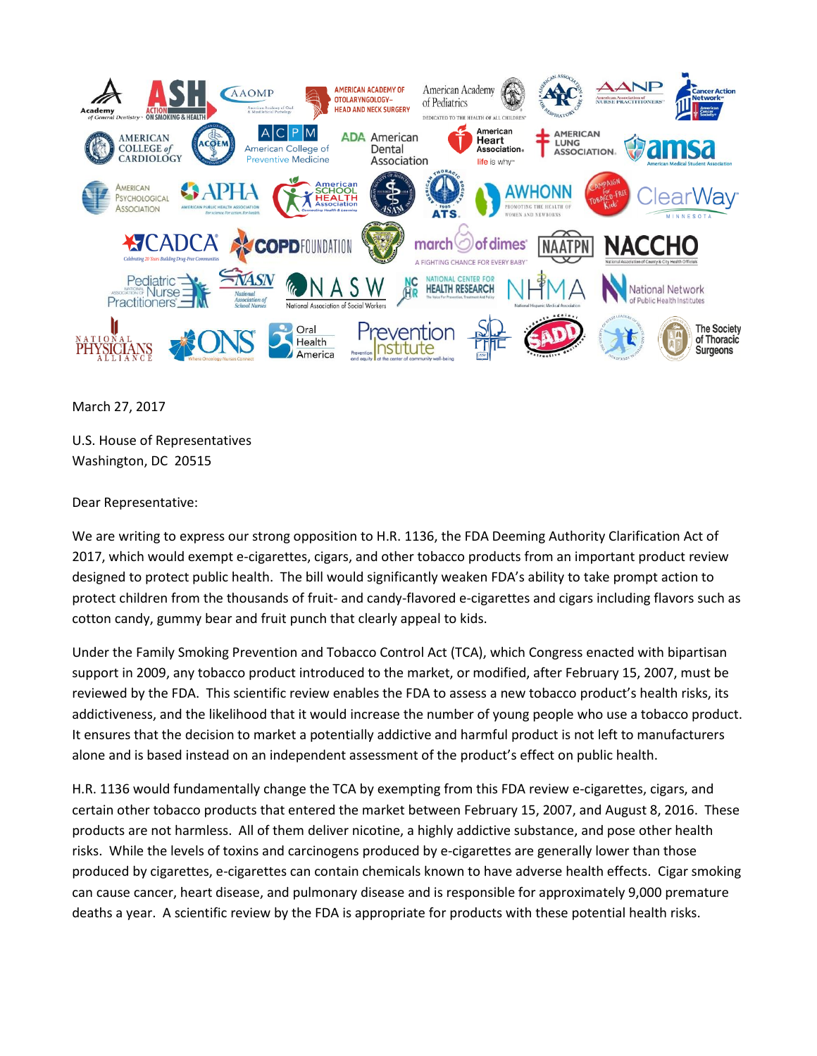March 27, 2017

U.S. House of Representatives
Washington, DC 20515

Dear Representative:

We are writing to express our strong opposition to H.R. 1136, the FDA Deeming Authority Clarification Act of 2017, which would exempt e-cigarettes, cigars, and other tobacco products from an important product review designed to protect public health. The bill would significantly weaken FDA's ability to take prompt action to protect children from the thousands of fruit- and candy-flavored e-cigarettes and cigars including flavors such as cotton candy, gummy bear and fruit punch that clearly appeal to kids.

Under the Family Smoking Prevention and Tobacco Control Act (TCA), which Congress enacted with bipartisan support in 2009, any tobacco product introduced to the market, or modified, after February 15, 2007, must be reviewed by the FDA. This scientific review enables the FDA to assess a new tobacco product's health risks, its addictiveness, and the likelihood that it would increase the number of young people who use a tobacco product. It ensures that the decision to market a potentially addictive and harmful product is not left to manufacturers alone and is based instead on an independent assessment of the product's effect on public health.

H.R. 1136 would fundamentally change the TCA by exempting from this FDA review e-cigarettes, cigars, and certain other tobacco products that entered the market between February 15, 2007, and August 8, 2016. These products are not harmless. All of them deliver nicotine, a highly addictive substance, and pose other health risks. While the levels of toxins and carcinogens produced by e-cigarettes are generally lower than those produced by cigarettes, e-cigarettes can contain chemicals known to have adverse health effects. Cigar smoking can cause cancer, heart disease, and pulmonary disease and is responsible for approximately 9,000 premature deaths a year. A scientific review by the FDA is appropriate for products with these potential health risks.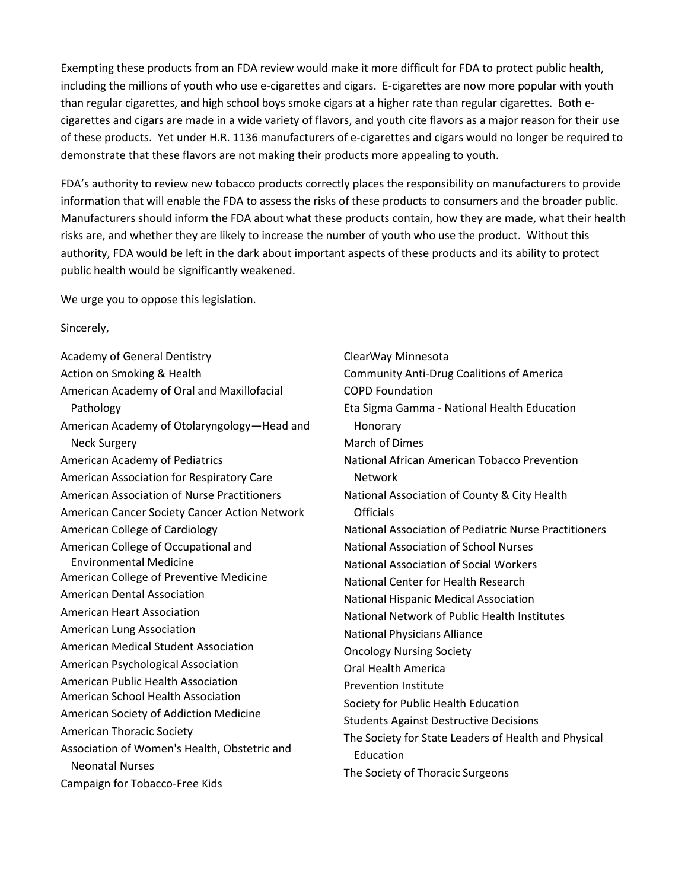Exempting these products from an FDA review would make it more difficult for FDA to protect public health, including the millions of youth who use e-cigarettes and cigars. E-cigarettes are now more popular with youth than regular cigarettes, and high school boys smoke cigars at a higher rate than regular cigarettes. Both e-cigarettes and cigars are made in a wide variety of flavors, and youth cite flavors as a major reason for their use of these products. Yet under H.R. 1136 manufacturers of e-cigarettes and cigars would no longer be required to demonstrate that these flavors are not making their products more appealing to youth.

FDA's authority to review new tobacco products correctly places the responsibility on manufacturers to provide information that will enable the FDA to assess the risks of these products to consumers and the broader public. Manufacturers should inform the FDA about what these products contain, how they are made, what their health risks are, and whether they are likely to increase the number of youth who use the product. Without this authority, FDA would be left in the dark about important aspects of these products and its ability to protect public health would be significantly weakened.

We urge you to oppose this legislation.

Sincerely,

Academy of General Dentistry
Action on Smoking & Health
American Academy of Oral and Maxillofacial Pathology
American Academy of Otolaryngology—Head and Neck Surgery
American Academy of Pediatrics
American Association for Respiratory Care
American Association of Nurse Practitioners
American Cancer Society Cancer Action Network
American College of Cardiology
American College of Occupational and Environmental Medicine
American College of Preventive Medicine
American Dental Association
American Heart Association
American Lung Association
American Medical Student Association
American Psychological Association
American Public Health Association
American School Health Association
American Society of Addiction Medicine
American Thoracic Society
Association of Women's Health, Obstetric and Neonatal Nurses
Campaign for Tobacco-Free Kids
ClearWay Minnesota
Community Anti-Drug Coalitions of America
COPD Foundation
Eta Sigma Gamma - National Health Education Honorary
March of Dimes
National African American Tobacco Prevention Network
National Association of County & City Health Officials
National Association of Pediatric Nurse Practitioners
National Association of School Nurses
National Association of Social Workers
National Center for Health Research
National Hispanic Medical Association
National Network of Public Health Institutes
National Physicians Alliance
Oncology Nursing Society
Oral Health America
Prevention Institute
Society for Public Health Education
Students Against Destructive Decisions
The Society for State Leaders of Health and Physical Education
The Society of Thoracic Surgeons